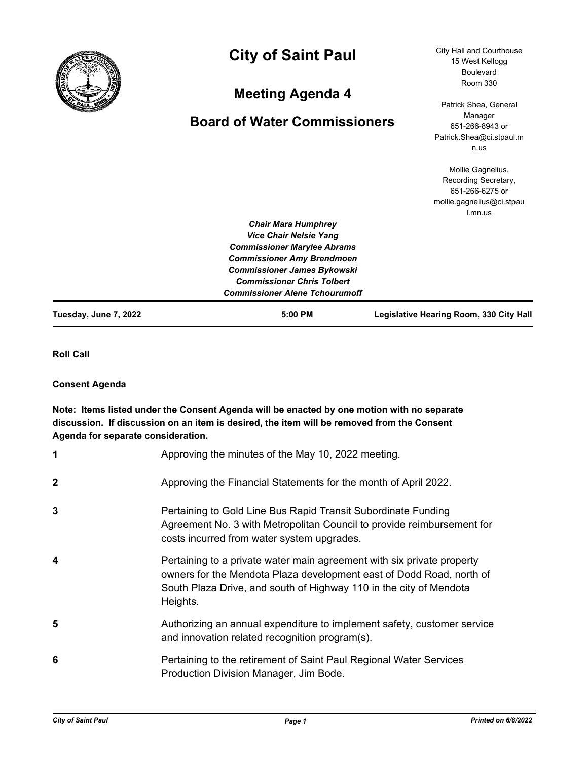# City of Saint Paul

## Meeting Agenda 4

## Board of Water Commissioners

City Hall and Courthouse
15 West Kellogg Boulevard
Room 330

Patrick Shea, General Manager
651-266-8943 or
Patrick.Shea@ci.stpaul.mn.us

Mollie Gagnelius, Recording Secretary,
651-266-6275 or
mollie.gagnelius@ci.stpaul.mn.us

***Chair Mara Humphrey***
***Vice Chair Nelsie Yang***
***Commissioner Marylee Abrams***
***Commissioner Amy Brendmoen***
***Commissioner James Bykowski***
***Commissioner Chris Tolbert***
***Commissioner Alene Tchourumoff***

**Tuesday, June 7, 2022** | **5:00 PM** | **Legislative Hearing Room, 330 City Hall**

**Roll Call**

**Consent Agenda**

**Note: Items listed under the Consent Agenda will be enacted by one motion with no separate discussion. If discussion on an item is desired, the item will be removed from the Consent Agenda for separate consideration.**

**1** Approving the minutes of the May 10, 2022 meeting.

**2** Approving the Financial Statements for the month of April 2022.

**3** Pertaining to Gold Line Bus Rapid Transit Subordinate Funding Agreement No. 3 with Metropolitan Council to provide reimbursement for costs incurred from water system upgrades.

**4** Pertaining to a private water main agreement with six private property owners for the Mendota Plaza development east of Dodd Road, north of South Plaza Drive, and south of Highway 110 in the city of Mendota Heights.

**5** Authorizing an annual expenditure to implement safety, customer service and innovation related recognition program(s).

**6** Pertaining to the retirement of Saint Paul Regional Water Services Production Division Manager, Jim Bode.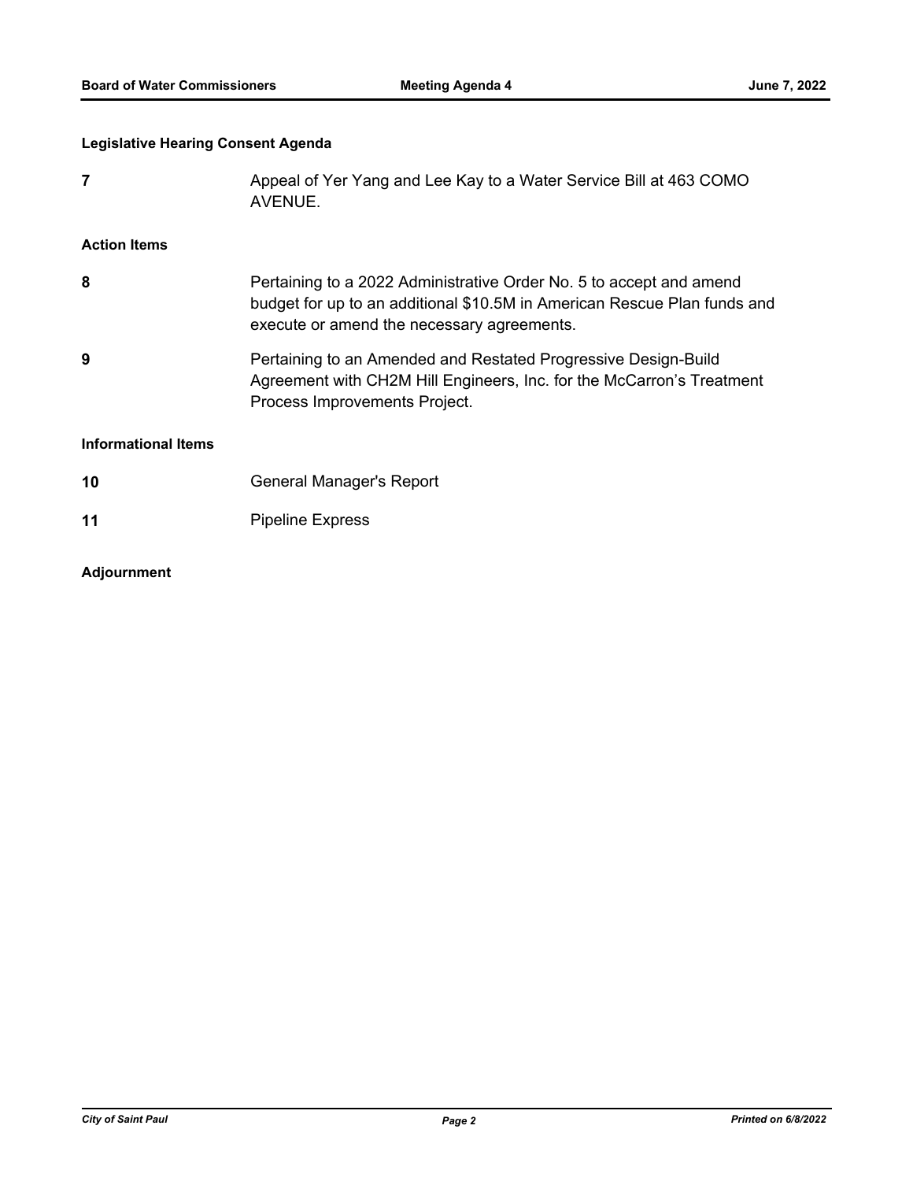**Legislative Hearing Consent Agenda**

**7** Appeal of Yer Yang and Lee Kay to a Water Service Bill at 463 COMO AVENUE.

**Action Items**

**8** Pertaining to a 2022 Administrative Order No. 5 to accept and amend budget for up to an additional $10.5M in American Rescue Plan funds and execute or amend the necessary agreements.

**9** Pertaining to an Amended and Restated Progressive Design-Build Agreement with CH2M Hill Engineers, Inc. for the McCarron's Treatment Process Improvements Project.

**Informational Items**

**10** General Manager's Report

**11** Pipeline Express

**Adjournment**